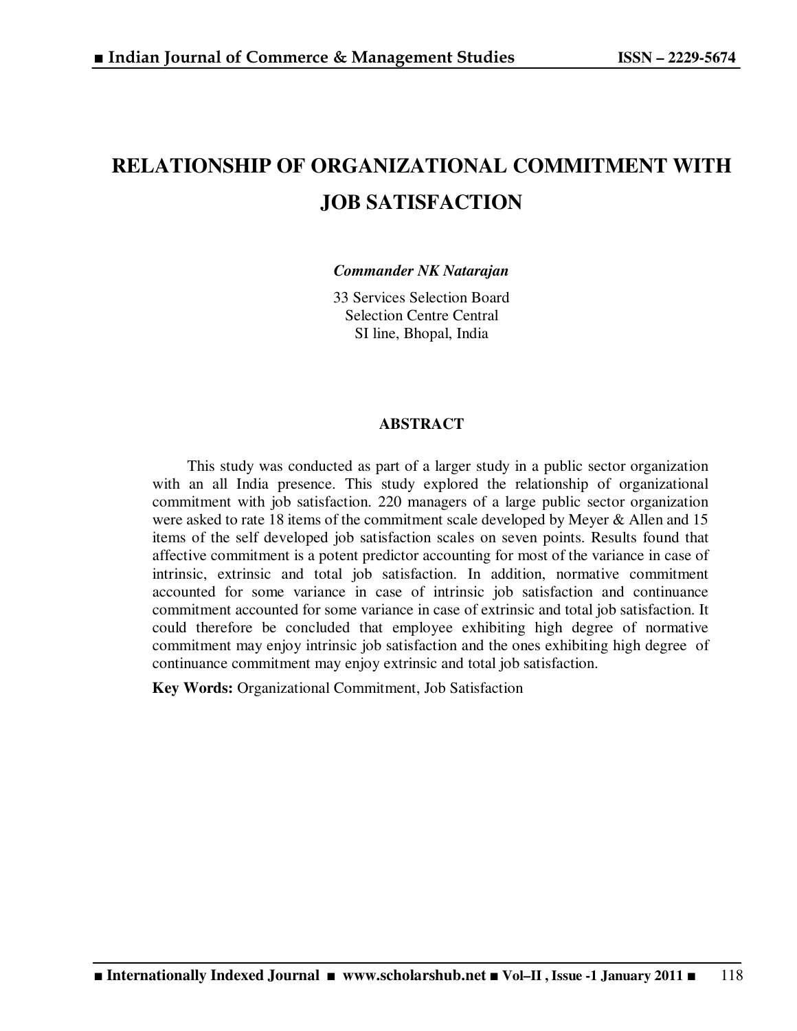# RELATIONSHIP OF ORGANIZATIONAL COMMITMENT WITH JOB SATISFACTION

***Commander NK Natarajan***

33 Services Selection Board
Selection Centre Central
SI line, Bhopal, India

## ABSTRACT

This study was conducted as part of a larger study in a public sector organization with an all India presence. This study explored the relationship of organizational commitment with job satisfaction. 220 managers of a large public sector organization were asked to rate 18 items of the commitment scale developed by Meyer & Allen and 15 items of the self developed job satisfaction scales on seven points. Results found that affective commitment is a potent predictor accounting for most of the variance in case of intrinsic, extrinsic and total job satisfaction. In addition, normative commitment accounted for some variance in case of intrinsic job satisfaction and continuance commitment accounted for some variance in case of extrinsic and total job satisfaction. It could therefore be concluded that employee exhibiting high degree of normative commitment may enjoy intrinsic job satisfaction and the ones exhibiting high degree of continuance commitment may enjoy extrinsic and total job satisfaction.

**Key Words:** Organizational Commitment, Job Satisfaction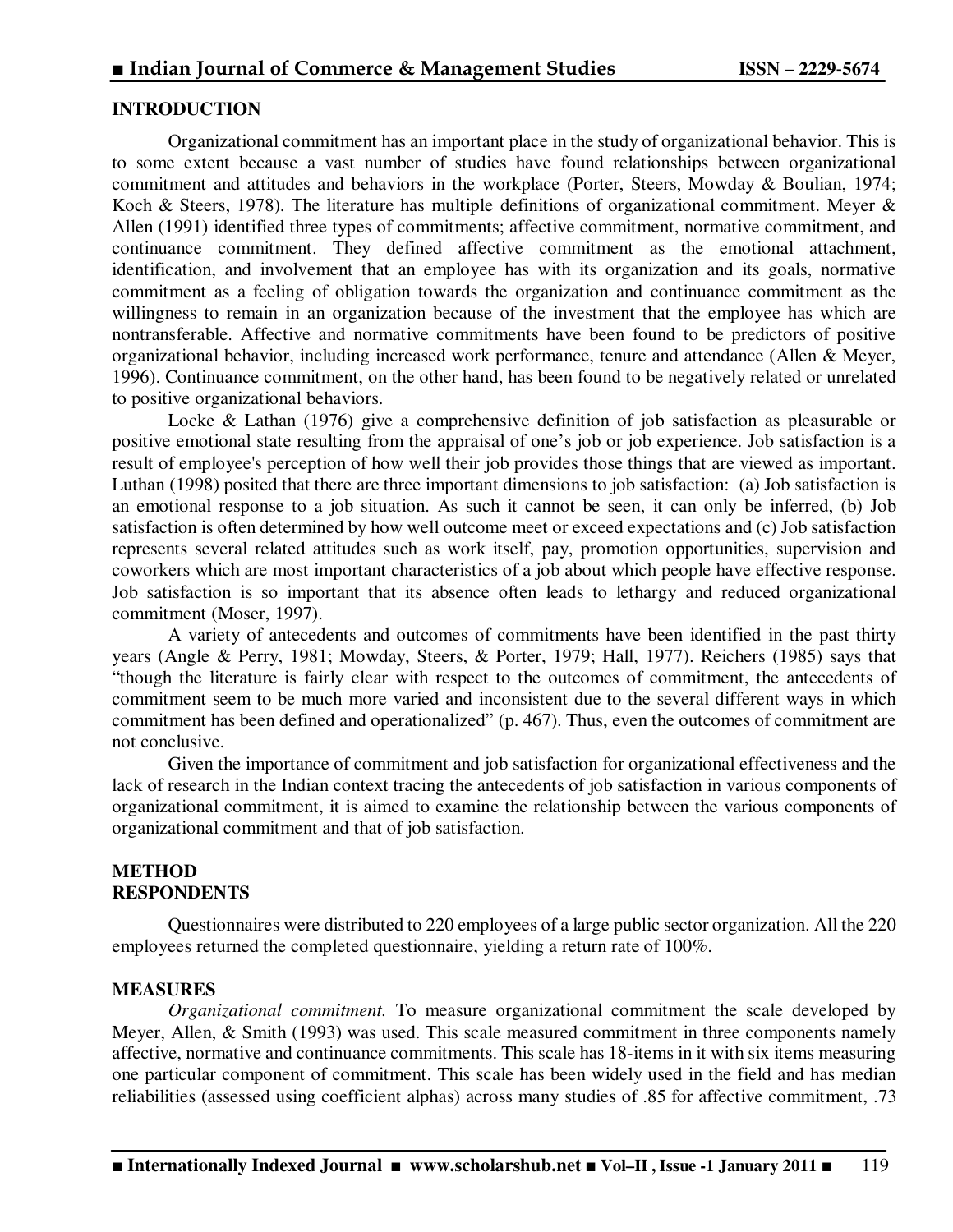## INTRODUCTION

Organizational commitment has an important place in the study of organizational behavior. This is to some extent because a vast number of studies have found relationships between organizational commitment and attitudes and behaviors in the workplace (Porter, Steers, Mowday & Boulian, 1974; Koch & Steers, 1978). The literature has multiple definitions of organizational commitment. Meyer & Allen (1991) identified three types of commitments; affective commitment, normative commitment, and continuance commitment. They defined affective commitment as the emotional attachment, identification, and involvement that an employee has with its organization and its goals, normative commitment as a feeling of obligation towards the organization and continuance commitment as the willingness to remain in an organization because of the investment that the employee has which are nontransferable. Affective and normative commitments have been found to be predictors of positive organizational behavior, including increased work performance, tenure and attendance (Allen & Meyer, 1996). Continuance commitment, on the other hand, has been found to be negatively related or unrelated to positive organizational behaviors.

Locke & Lathan (1976) give a comprehensive definition of job satisfaction as pleasurable or positive emotional state resulting from the appraisal of one's job or job experience. Job satisfaction is a result of employee's perception of how well their job provides those things that are viewed as important. Luthan (1998) posited that there are three important dimensions to job satisfaction: (a) Job satisfaction is an emotional response to a job situation. As such it cannot be seen, it can only be inferred, (b) Job satisfaction is often determined by how well outcome meet or exceed expectations and (c) Job satisfaction represents several related attitudes such as work itself, pay, promotion opportunities, supervision and coworkers which are most important characteristics of a job about which people have effective response. Job satisfaction is so important that its absence often leads to lethargy and reduced organizational commitment (Moser, 1997).

A variety of antecedents and outcomes of commitments have been identified in the past thirty years (Angle & Perry, 1981; Mowday, Steers, & Porter, 1979; Hall, 1977). Reichers (1985) says that "though the literature is fairly clear with respect to the outcomes of commitment, the antecedents of commitment seem to be much more varied and inconsistent due to the several different ways in which commitment has been defined and operationalized" (p. 467). Thus, even the outcomes of commitment are not conclusive.

Given the importance of commitment and job satisfaction for organizational effectiveness and the lack of research in the Indian context tracing the antecedents of job satisfaction in various components of organizational commitment, it is aimed to examine the relationship between the various components of organizational commitment and that of job satisfaction.

## METHOD

### RESPONDENTS

Questionnaires were distributed to 220 employees of a large public sector organization. All the 220 employees returned the completed questionnaire, yielding a return rate of 100%.

### MEASURES

*Organizational commitment.* To measure organizational commitment the scale developed by Meyer, Allen, & Smith (1993) was used. This scale measured commitment in three components namely affective, normative and continuance commitments. This scale has 18-items in it with six items measuring one particular component of commitment. This scale has been widely used in the field and has median reliabilities (assessed using coefficient alphas) across many studies of .85 for affective commitment, .73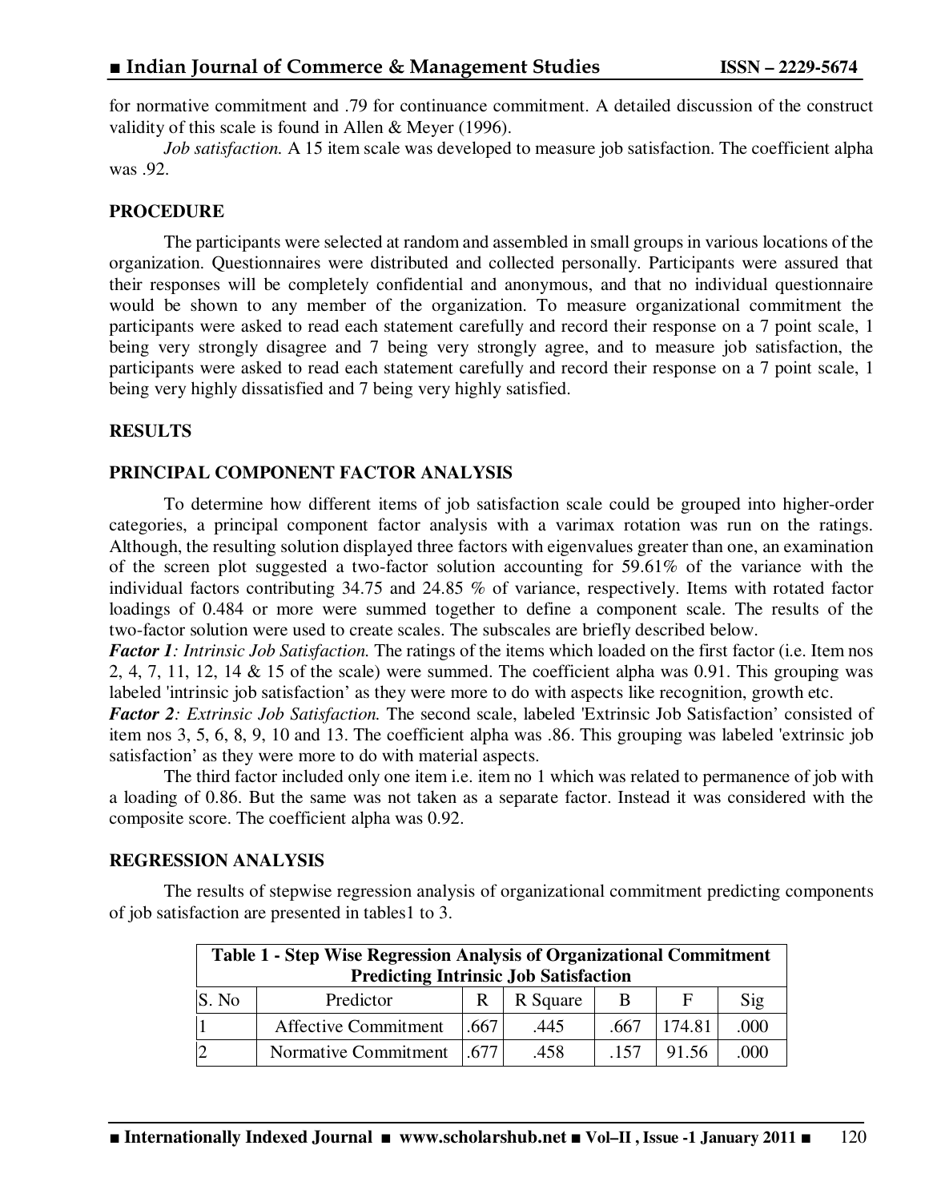for normative commitment and .79 for continuance commitment. A detailed discussion of the construct validity of this scale is found in Allen & Meyer (1996).

*Job satisfaction.* A 15 item scale was developed to measure job satisfaction. The coefficient alpha was .92.

## PROCEDURE

The participants were selected at random and assembled in small groups in various locations of the organization. Questionnaires were distributed and collected personally. Participants were assured that their responses will be completely confidential and anonymous, and that no individual questionnaire would be shown to any member of the organization. To measure organizational commitment the participants were asked to read each statement carefully and record their response on a 7 point scale, 1 being very strongly disagree and 7 being very strongly agree, and to measure job satisfaction, the participants were asked to read each statement carefully and record their response on a 7 point scale, 1 being very highly dissatisfied and 7 being very highly satisfied.

## RESULTS

### PRINCIPAL COMPONENT FACTOR ANALYSIS

To determine how different items of job satisfaction scale could be grouped into higher-order categories, a principal component factor analysis with a varimax rotation was run on the ratings. Although, the resulting solution displayed three factors with eigenvalues greater than one, an examination of the screen plot suggested a two-factor solution accounting for 59.61% of the variance with the individual factors contributing 34.75 and 24.85 % of variance, respectively. Items with rotated factor loadings of 0.484 or more were summed together to define a component scale. The results of the two-factor solution were used to create scales. The subscales are briefly described below.

***Factor 1**: Intrinsic Job Satisfaction.* The ratings of the items which loaded on the first factor (i.e. Item nos 2, 4, 7, 11, 12, 14 & 15 of the scale) were summed. The coefficient alpha was 0.91. This grouping was labeled 'intrinsic job satisfaction' as they were more to do with aspects like recognition, growth etc.

***Factor 2**: Extrinsic Job Satisfaction.* The second scale, labeled 'Extrinsic Job Satisfaction' consisted of item nos 3, 5, 6, 8, 9, 10 and 13. The coefficient alpha was .86. This grouping was labeled 'extrinsic job satisfaction' as they were more to do with material aspects.

The third factor included only one item i.e. item no 1 which was related to permanence of job with a loading of 0.86. But the same was not taken as a separate factor. Instead it was considered with the composite score. The coefficient alpha was 0.92.

### REGRESSION ANALYSIS

The results of stepwise regression analysis of organizational commitment predicting components of job satisfaction are presented in tables1 to 3.

**Table 1 - Step Wise Regression Analysis of Organizational Commitment Predicting Intrinsic Job Satisfaction**

| S. No | Predictor | R | R Square | B | F | Sig |
|---|---|---|---|---|---|---|
| 1 | Affective Commitment | .667 | .445 | .667 | 174.81 | .000 |
| 2 | Normative Commitment | .677 | .458 | .157 | 91.56 | .000 |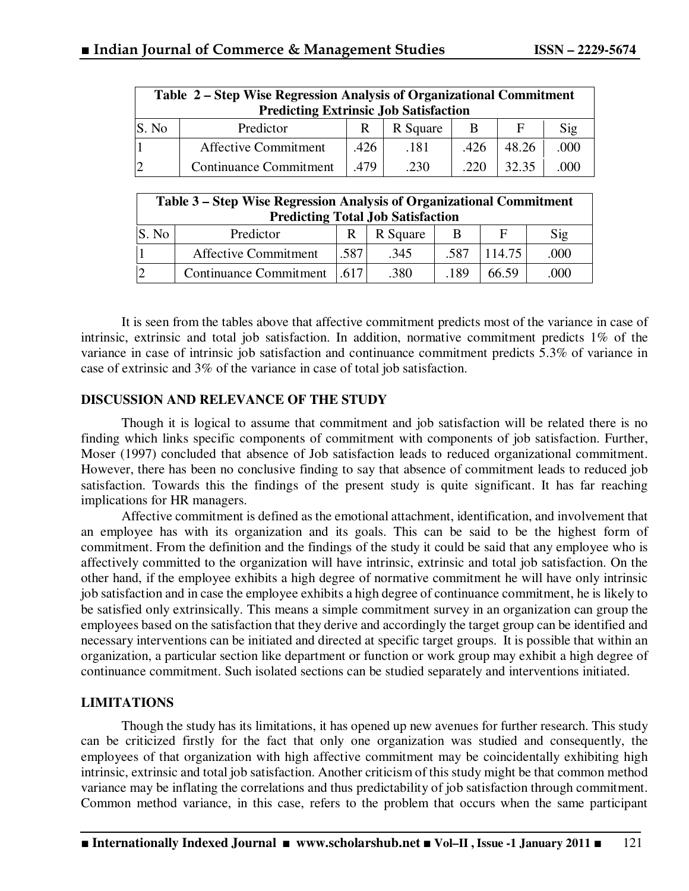**Table 2 – Step Wise Regression Analysis of Organizational Commitment Predicting Extrinsic Job Satisfaction**

| S. No | Predictor | R | R Square | B | F | Sig |
|---|---|---|---|---|---|---|
| 1 | Affective Commitment | .426 | .181 | .426 | 48.26 | .000 |
| 2 | Continuance Commitment | .479 | .230 | .220 | 32.35 | .000 |

**Table 3 – Step Wise Regression Analysis of Organizational Commitment Predicting Total Job Satisfaction**

| S. No | Predictor | R | R Square | B | F | Sig |
|---|---|---|---|---|---|---|
| 1 | Affective Commitment | .587 | .345 | .587 | 114.75 | .000 |
| 2 | Continuance Commitment | .617 | .380 | .189 | 66.59 | .000 |

It is seen from the tables above that affective commitment predicts most of the variance in case of intrinsic, extrinsic and total job satisfaction. In addition, normative commitment predicts 1% of the variance in case of intrinsic job satisfaction and continuance commitment predicts 5.3% of variance in case of extrinsic and 3% of the variance in case of total job satisfaction.

## DISCUSSION AND RELEVANCE OF THE STUDY

Though it is logical to assume that commitment and job satisfaction will be related there is no finding which links specific components of commitment with components of job satisfaction. Further, Moser (1997) concluded that absence of Job satisfaction leads to reduced organizational commitment. However, there has been no conclusive finding to say that absence of commitment leads to reduced job satisfaction. Towards this the findings of the present study is quite significant. It has far reaching implications for HR managers.

Affective commitment is defined as the emotional attachment, identification, and involvement that an employee has with its organization and its goals. This can be said to be the highest form of commitment. From the definition and the findings of the study it could be said that any employee who is affectively committed to the organization will have intrinsic, extrinsic and total job satisfaction. On the other hand, if the employee exhibits a high degree of normative commitment he will have only intrinsic job satisfaction and in case the employee exhibits a high degree of continuance commitment, he is likely to be satisfied only extrinsically. This means a simple commitment survey in an organization can group the employees based on the satisfaction that they derive and accordingly the target group can be identified and necessary interventions can be initiated and directed at specific target groups. It is possible that within an organization, a particular section like department or function or work group may exhibit a high degree of continuance commitment. Such isolated sections can be studied separately and interventions initiated.

## LIMITATIONS

Though the study has its limitations, it has opened up new avenues for further research. This study can be criticized firstly for the fact that only one organization was studied and consequently, the employees of that organization with high affective commitment may be coincidentally exhibiting high intrinsic, extrinsic and total job satisfaction. Another criticism of this study might be that common method variance may be inflating the correlations and thus predictability of job satisfaction through commitment. Common method variance, in this case, refers to the problem that occurs when the same participant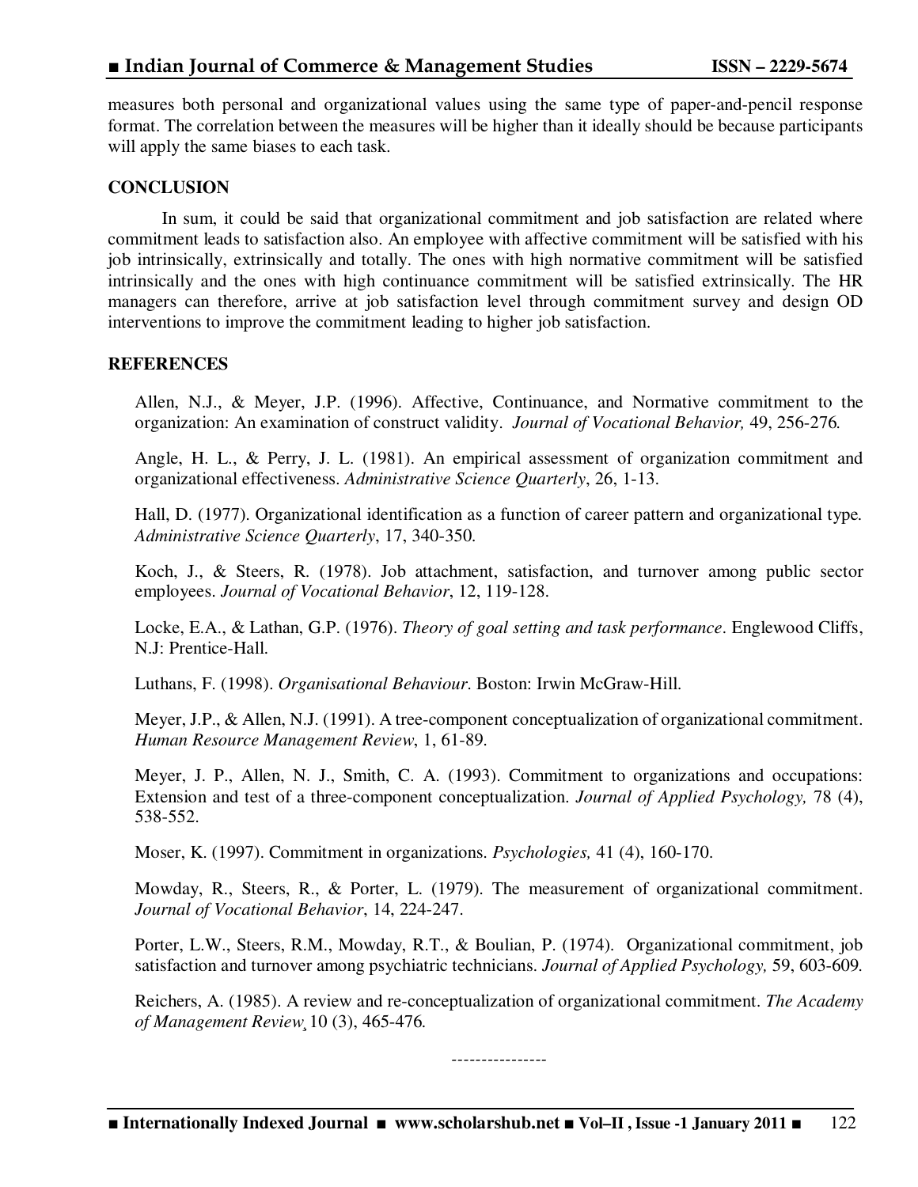measures both personal and organizational values using the same type of paper-and-pencil response format. The correlation between the measures will be higher than it ideally should be because participants will apply the same biases to each task.

## CONCLUSION

In sum, it could be said that organizational commitment and job satisfaction are related where commitment leads to satisfaction also. An employee with affective commitment will be satisfied with his job intrinsically, extrinsically and totally. The ones with high normative commitment will be satisfied intrinsically and the ones with high continuance commitment will be satisfied extrinsically. The HR managers can therefore, arrive at job satisfaction level through commitment survey and design OD interventions to improve the commitment leading to higher job satisfaction.

## REFERENCES

Allen, N.J., & Meyer, J.P. (1996). Affective, Continuance, and Normative commitment to the organization: An examination of construct validity. *Journal of Vocational Behavior,* 49, 256-276.

Angle, H. L., & Perry, J. L. (1981). An empirical assessment of organization commitment and organizational effectiveness. *Administrative Science Quarterly*, 26, 1-13.

Hall, D. (1977). Organizational identification as a function of career pattern and organizational type. *Administrative Science Quarterly*, 17, 340-350.

Koch, J., & Steers, R. (1978). Job attachment, satisfaction, and turnover among public sector employees. *Journal of Vocational Behavior*, 12, 119-128.

Locke, E.A., & Lathan, G.P. (1976). *Theory of goal setting and task performance*. Englewood Cliffs, N.J: Prentice-Hall.

Luthans, F. (1998). *Organisational Behaviour*. Boston: Irwin McGraw-Hill.

Meyer, J.P., & Allen, N.J. (1991). A tree-component conceptualization of organizational commitment. *Human Resource Management Review*, 1, 61-89.

Meyer, J. P., Allen, N. J., Smith, C. A. (1993). Commitment to organizations and occupations: Extension and test of a three-component conceptualization. *Journal of Applied Psychology,* 78 (4), 538-552.

Moser, K. (1997). Commitment in organizations. *Psychologies,* 41 (4), 160-170.

Mowday, R., Steers, R., & Porter, L. (1979). The measurement of organizational commitment. *Journal of Vocational Behavior*, 14, 224-247.

Porter, L.W., Steers, R.M., Mowday, R.T., & Boulian, P. (1974). Organizational commitment, job satisfaction and turnover among psychiatric technicians. *Journal of Applied Psychology,* 59, 603-609.

Reichers, A. (1985). A review and re-conceptualization of organizational commitment. *The Academy of Management Review*¸ 10 (3), 465-476.

----------------